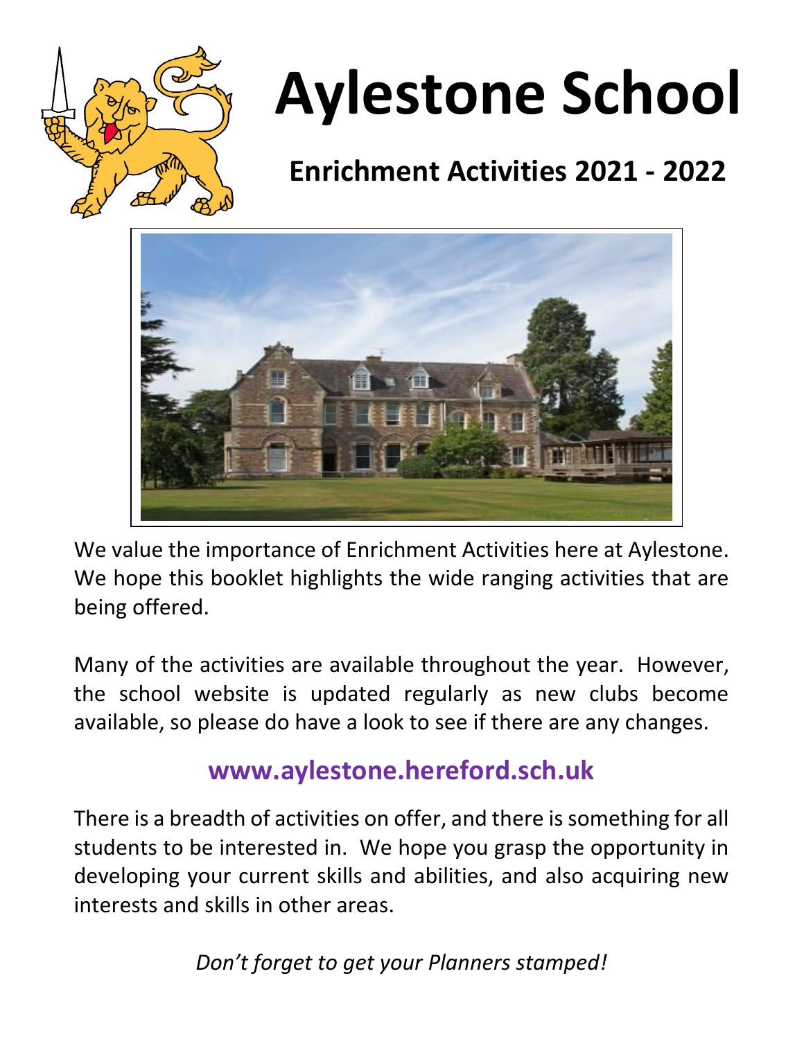# Aylestone School

## Enrichment Activities 2021 - 2022

We value the importance of Enrichment Activities here at Aylestone. We hope this booklet highlights the wide ranging activities that are being offered.

Many of the activities are available throughout the year. However, the school website is updated regularly as new clubs become available, so please do have a look to see if there are any changes.

### www.aylestone.hereford.sch.uk

There is a breadth of activities on offer, and there is something for all students to be interested in. We hope you grasp the opportunity in developing your current skills and abilities, and also acquiring new interests and skills in other areas.

*Don't forget to get your Planners stamped!*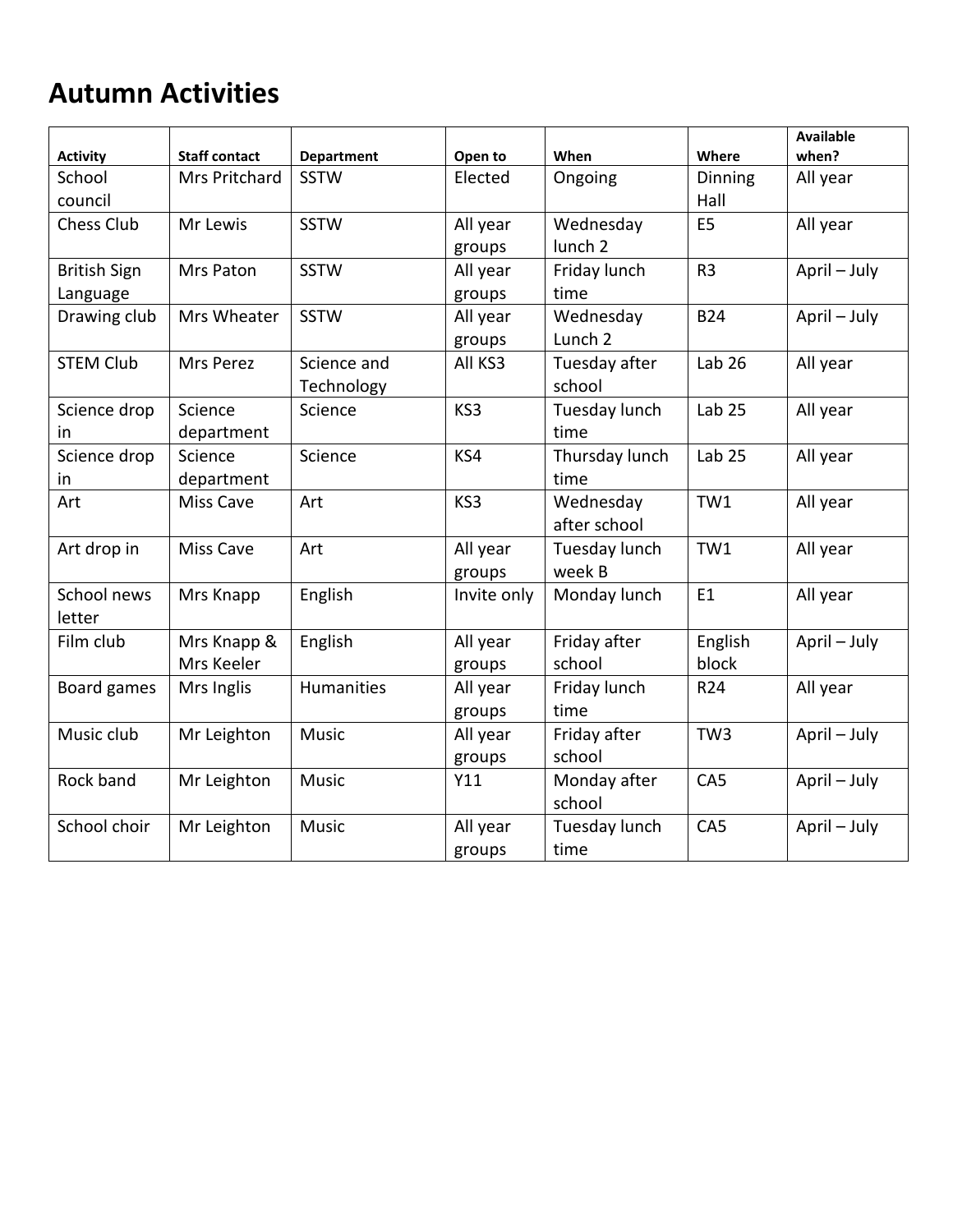# Autumn Activities

| Activity | Staff contact | Department | Open to | When | Where | Available when? |
|---|---|---|---|---|---|---|
| School council | Mrs Pritchard | SSTW | Elected | Ongoing | Dinning Hall | All year |
| Chess Club | Mr Lewis | SSTW | All year groups | Wednesday lunch 2 | E5 | All year |
| British Sign Language | Mrs Paton | SSTW | All year groups | Friday lunch time | R3 | April – July |
| Drawing club | Mrs Wheater | SSTW | All year groups | Wednesday Lunch 2 | B24 | April – July |
| STEM Club | Mrs Perez | Science and Technology | All KS3 | Tuesday after school | Lab 26 | All year |
| Science drop in | Science department | Science | KS3 | Tuesday lunch time | Lab 25 | All year |
| Science drop in | Science department | Science | KS4 | Thursday lunch time | Lab 25 | All year |
| Art | Miss Cave | Art | KS3 | Wednesday after school | TW1 | All year |
| Art drop in | Miss Cave | Art | All year groups | Tuesday lunch week B | TW1 | All year |
| School news letter | Mrs Knapp | English | Invite only | Monday lunch | E1 | All year |
| Film club | Mrs Knapp & Mrs Keeler | English | All year groups | Friday after school | English block | April – July |
| Board games | Mrs Inglis | Humanities | All year groups | Friday lunch time | R24 | All year |
| Music club | Mr Leighton | Music | All year groups | Friday after school | TW3 | April – July |
| Rock band | Mr Leighton | Music | Y11 | Monday after school | CA5 | April – July |
| School choir | Mr Leighton | Music | All year groups | Tuesday lunch time | CA5 | April – July |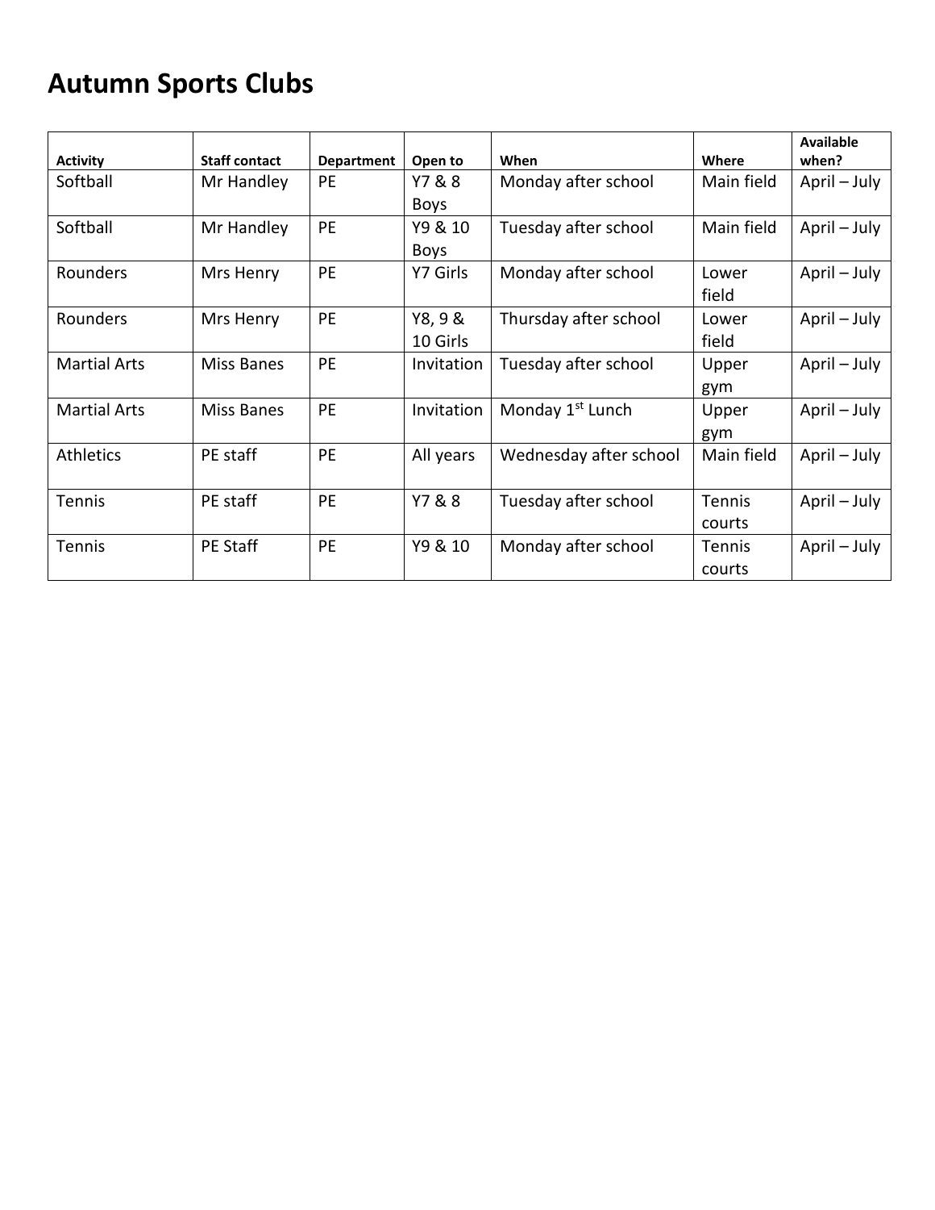# Autumn Sports Clubs

| Activity | Staff contact | Department | Open to | When | Where | Available when? |
|---|---|---|---|---|---|---|
| Softball | Mr Handley | PE | Y7 & 8 Boys | Monday after school | Main field | April – July |
| Softball | Mr Handley | PE | Y9 & 10 Boys | Tuesday after school | Main field | April – July |
| Rounders | Mrs Henry | PE | Y7 Girls | Monday after school | Lower field | April – July |
| Rounders | Mrs Henry | PE | Y8, 9 & 10 Girls | Thursday after school | Lower field | April – July |
| Martial Arts | Miss Banes | PE | Invitation | Tuesday after school | Upper gym | April – July |
| Martial Arts | Miss Banes | PE | Invitation | Monday 1st Lunch | Upper gym | April – July |
| Athletics | PE staff | PE | All years | Wednesday after school | Main field | April – July |
| Tennis | PE staff | PE | Y7 & 8 | Tuesday after school | Tennis courts | April – July |
| Tennis | PE Staff | PE | Y9 & 10 | Monday after school | Tennis courts | April – July |